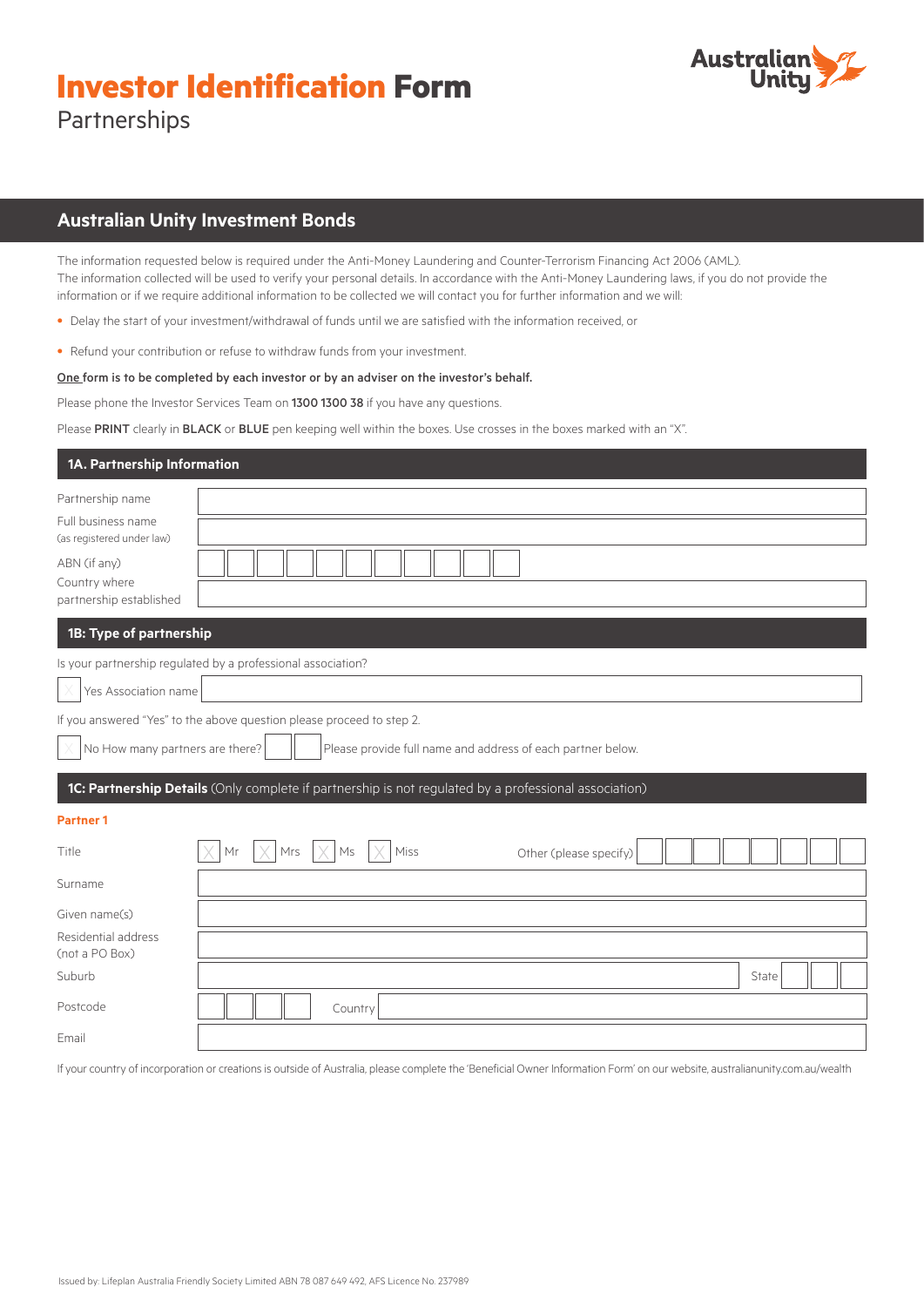# **Investor Identification** Form

Partnerships

## Australian Unity Investment Bonds

The information requested below is required under the Anti-Money Laundering and Counter-Terrorism Financing Act 2006 (AML). The information collected will be used to verify your personal details. In accordance with the Anti-Money Laundering laws, if you do not provide the information or if we require additional information to be collected we will contact you for further information and we will:

- Delay the start of your investment/withdrawal of funds until we are satisfied with the information received, or
- Refund your contribution or refuse to withdraw funds from your investment.

**One form is to be completed by each investor or by an adviser on the investor's behalf.**

Please phone the Investor Services Team on **1300 1300 38** if you have any questions.

Please **PRINT** clearly in **BLACK** or **BLUE** pen keeping well within the boxes. Use crosses in the boxes marked with an "X".

### 1A. Partnership Information

| | |
|---|---|
| Partnership name | |
| Full business name (as registered under law) | |
| ABN (if any) | |
| Country where partnership established | |

### 1B: Type of partnership

Is your partnership regulated by a professional association?

☐ Yes Association name

If you answered "Yes" to the above question please proceed to step 2.

☐ No How many partners are there? Please provide full name and address of each partner below.

### 1C: Partnership Details (Only complete if partnership is not regulated by a professional association)

**Partner 1**

| | |
|---|---|
| Title | ☐ Mr ☐ Mrs ☐ Ms ☐ Miss Other (please specify) |
| Surname | |
| Given name(s) | |
| Residential address (not a PO Box) | |
| Suburb | State |
| Postcode | Country |
| Email | |

If your country of incorporation or creations is outside of Australia, please complete the 'Beneficial Owner Information Form' on our website, australianunity.com.au/wealth

Issued by: Lifeplan Australia Friendly Society Limited ABN 78 087 649 492, AFS Licence No. 237989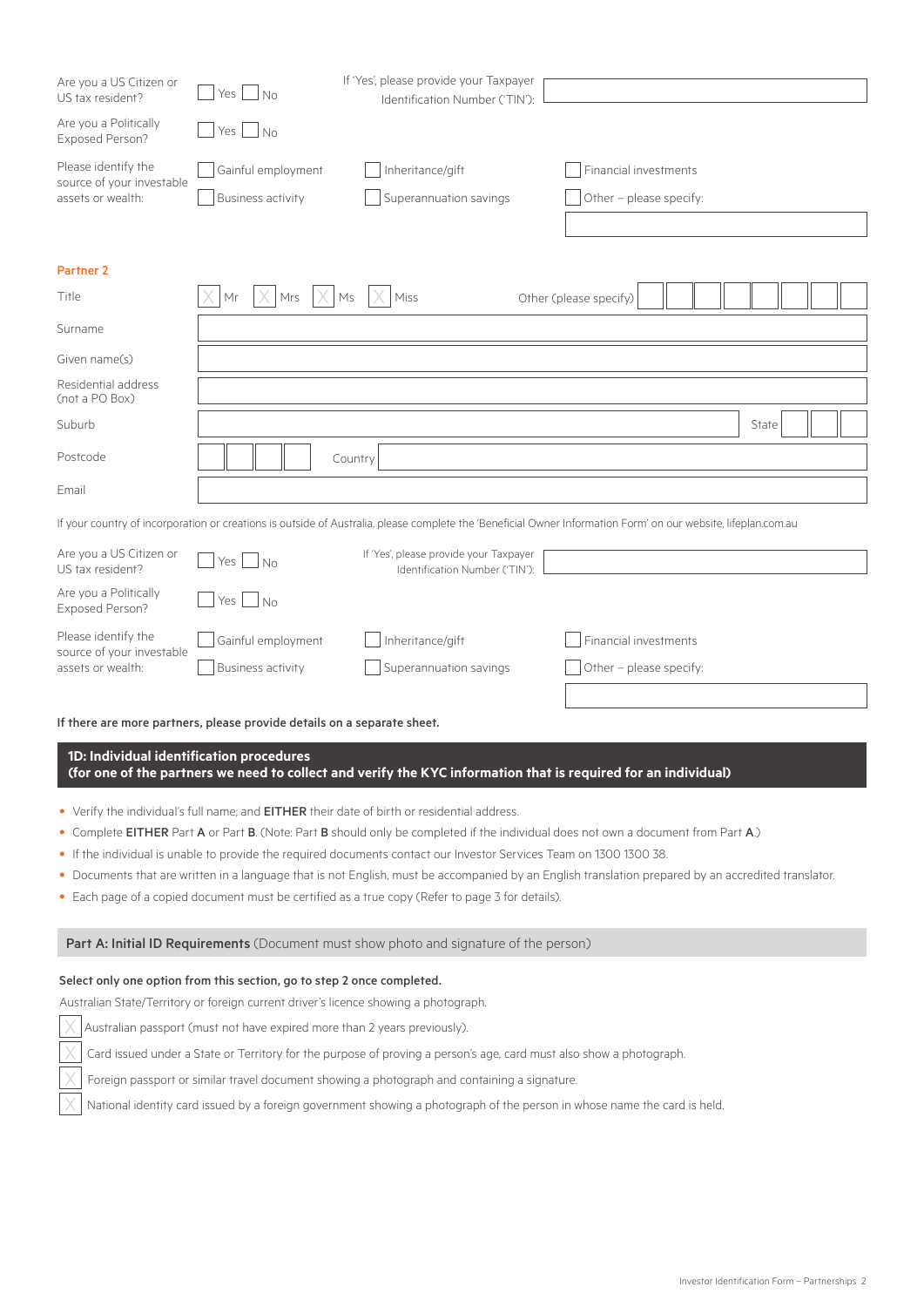Are you a US Citizen or US tax resident? ☐ Yes ☐ No If 'Yes', please provide your Taxpayer Identification Number ('TIN'): ____________________

Are you a Politically Exposed Person? ☐ Yes ☐ No

Please identify the source of your investable assets or wealth:

☐ Gainful employment ☐ Inheritance/gift ☐ Financial investments

☐ Business activity ☐ Superannuation savings ☐ Other – please specify: ____________________

## Partner 2

Title ☐ Mr ☐ Mrs ☐ Ms ☐ Miss Other (please specify) ____________________

Surname ____________________

Given name(s) ____________________

Residential address (not a PO Box) ____________________

Suburb ____________________ State ________

Postcode ________ Country ____________________

Email ____________________

If your country of incorporation or creations is outside of Australia, please complete the 'Beneficial Owner Information Form' on our website, lifeplan.com.au

Are you a US Citizen or US tax resident? ☐ Yes ☐ No If 'Yes', please provide your Taxpayer Identification Number ('TIN'): ____________________

Are you a Politically Exposed Person? ☐ Yes ☐ No

Please identify the source of your investable assets or wealth:

☐ Gainful employment ☐ Inheritance/gift ☐ Financial investments

☐ Business activity ☐ Superannuation savings ☐ Other – please specify: ____________________

**If there are more partners, please provide details on a separate sheet.**

## 1D: Individual identification procedures
**(for one of the partners we need to collect and verify the KYC information that is required for an individual)**

- Verify the individual's full name; and **EITHER** their date of birth or residential address.
- Complete **EITHER** Part **A** or Part **B**. (Note: Part **B** should only be completed if the individual does not own a document from Part **A**.)
- If the individual is unable to provide the required documents contact our Investor Services Team on 1300 1300 38.
- Documents that are written in a language that is not English, must be accompanied by an English translation prepared by an accredited translator.
- Each page of a copied document must be certified as a true copy (Refer to page 3 for details).

### Part A: Initial ID Requirements (Document must show photo and signature of the person)

**Select only one option from this section, go to step 2 once completed.**

Australian State/Territory or foreign current driver's licence showing a photograph.

☐ Australian passport (must not have expired more than 2 years previously).

☐ Card issued under a State or Territory for the purpose of proving a person's age, card must also show a photograph.

☐ Foreign passport or similar travel document showing a photograph and containing a signature.

☐ National identity card issued by a foreign government showing a photograph of the person in whose name the card is held.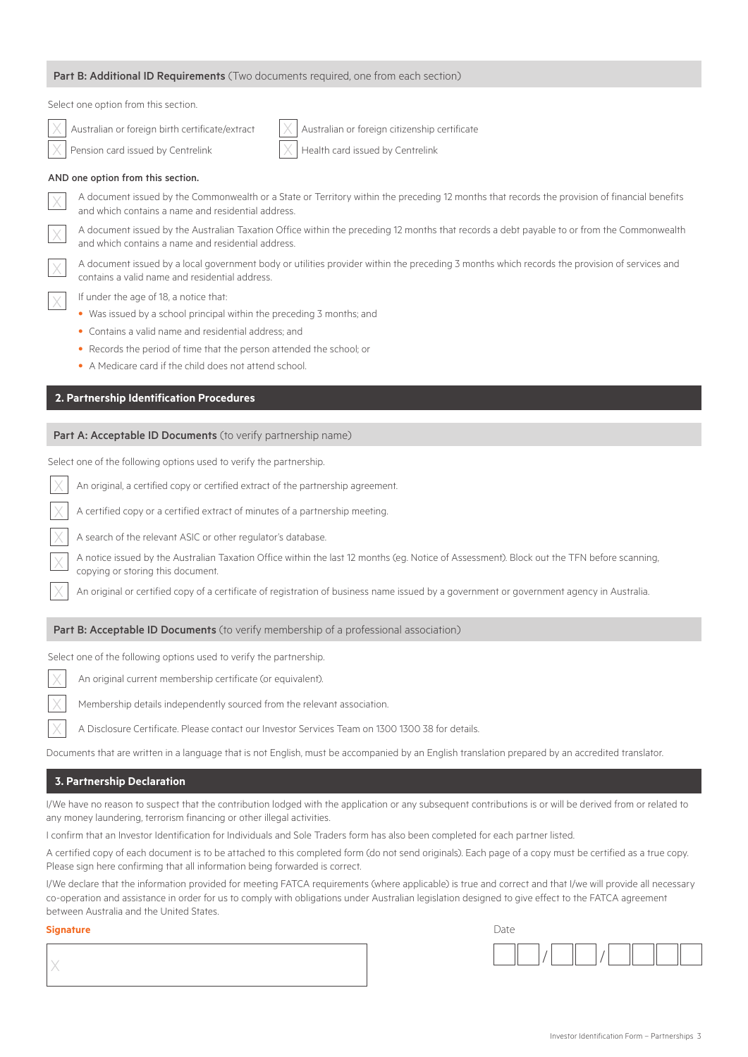### Part B: Additional ID Requirements (Two documents required, one from each section)

Select one option from this section.

- ☐ Australian or foreign birth certificate/extract
- ☐ Australian or foreign citizenship certificate
- ☐ Pension card issued by Centrelink
- ☐ Health card issued by Centrelink

**AND one option from this section.**

- ☐ A document issued by the Commonwealth or a State or Territory within the preceding 12 months that records the provision of financial benefits and which contains a name and residential address.
- ☐ A document issued by the Australian Taxation Office within the preceding 12 months that records a debt payable to or from the Commonwealth and which contains a name and residential address.
- ☐ A document issued by a local government body or utilities provider within the preceding 3 months which records the provision of services and contains a valid name and residential address.
- ☐ If under the age of 18, a notice that:
  - Was issued by a school principal within the preceding 3 months; and
  - Contains a valid name and residential address; and
  - Records the period of time that the person attended the school; or
  - A Medicare card if the child does not attend school.

## 2. Partnership Identification Procedures

### Part A: Acceptable ID Documents (to verify partnership name)

Select one of the following options used to verify the partnership.

- ☐ An original, a certified copy or certified extract of the partnership agreement.
- ☐ A certified copy or a certified extract of minutes of a partnership meeting.
- ☐ A search of the relevant ASIC or other regulator's database.
- ☐ A notice issued by the Australian Taxation Office within the last 12 months (eg. Notice of Assessment). Block out the TFN before scanning, copying or storing this document.
- ☐ An original or certified copy of a certificate of registration of business name issued by a government or government agency in Australia.

### Part B: Acceptable ID Documents (to verify membership of a professional association)

Select one of the following options used to verify the partnership.

- ☐ An original current membership certificate (or equivalent).
- ☐ Membership details independently sourced from the relevant association.
- ☐ A Disclosure Certificate. Please contact our Investor Services Team on 1300 1300 38 for details.

Documents that are written in a language that is not English, must be accompanied by an English translation prepared by an accredited translator.

## 3. Partnership Declaration

I/We have no reason to suspect that the contribution lodged with the application or any subsequent contributions is or will be derived from or related to any money laundering, terrorism financing or other illegal activities.

I confirm that an Investor Identification for Individuals and Sole Traders form has also been completed for each partner listed.

A certified copy of each document is to be attached to this completed form (do not send originals). Each page of a copy must be certified as a true copy. Please sign here confirming that all information being forwarded is correct.

I/We declare that the information provided for meeting FATCA requirements (where applicable) is true and correct and that I/we will provide all necessary co-operation and assistance in order for us to comply with obligations under Australian legislation designed to give effect to the FATCA agreement between Australia and the United States.

**Signature**

X ____________________

Date

__ __ / __ __ / __ __ __ __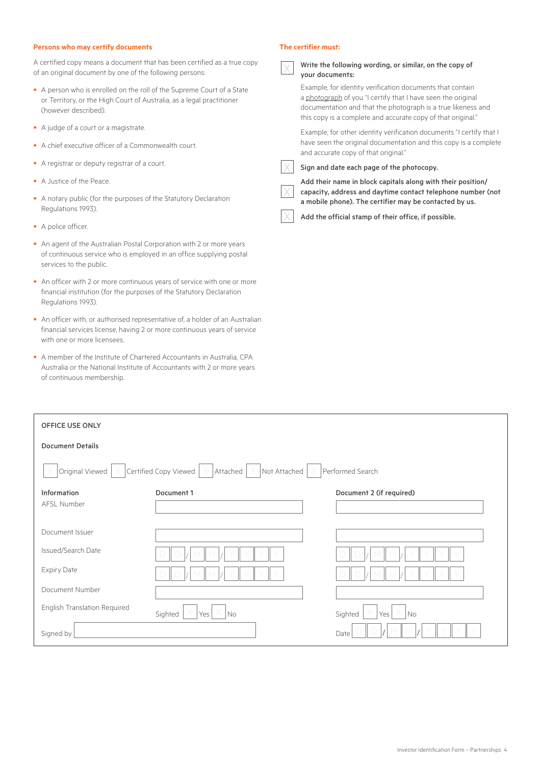## Persons who may certify documents

A certified copy means a document that has been certified as a true copy of an original document by one of the following persons:

- A person who is enrolled on the roll of the Supreme Court of a State or Territory, or the High Court of Australia, as a legal practitioner (however described).
- A judge of a court or a magistrate.
- A chief executive officer of a Commonwealth court.
- A registrar or deputy registrar of a court.
- A Justice of the Peace.
- A notary public (for the purposes of the Statutory Declaration Regulations 1993).
- A police officer.
- An agent of the Australian Postal Corporation with 2 or more years of continuous service who is employed in an office supplying postal services to the public.
- An officer with 2 or more continuous years of service with one or more financial institution (for the purposes of the Statutory Declaration Regulations 1993).
- An officer with, or authorised representative of, a holder of an Australian financial services license, having 2 or more continuous years of service with one or more licensees.
- A member of the Institute of Chartered Accountants in Australia, CPA Australia or the National Institute of Accountants with 2 or more years of continuous membership.

## The certifier must:

- ☐ **Write the following wording, or similar, on the copy of your documents:**

  Example, for identity verification documents that contain a photograph of you "I certify that I have seen the original documentation and that the photograph is a true likeness and this copy is a complete and accurate copy of that original."

  Example, for other identity verification documents "I certify that I have seen the original documentation and this copy is a complete and accurate copy of that original."

- ☐ **Sign and date each page of the photocopy.**
- ☐ **Add their name in block capitals along with their position/ capacity, address and daytime contact telephone number (not a mobile phone). The certifier may be contacted by us.**
- ☐ **Add the official stamp of their office, if possible.**

---

**OFFICE USE ONLY**

**Document Details**

☐ Original Viewed ☐ Certified Copy Viewed ☐ Attached ☐ Not Attached ☐ Performed Search

| **Information** | **Document 1** | **Document 2 (if required)** |
|---|---|---|
| AFSL Number | | |
| Document Issuer | | |
| Issued/Search Date | DD/MM/YYYY | DD/MM/YYYY |
| Expiry Date | DD/MM/YYYY | DD/MM/YYYY |
| Document Number | | |
| English Translation Required | Sighted ☐ Yes ☐ No | Sighted ☐ Yes ☐ No |
| Signed by | | Date DD/MM/YYYY |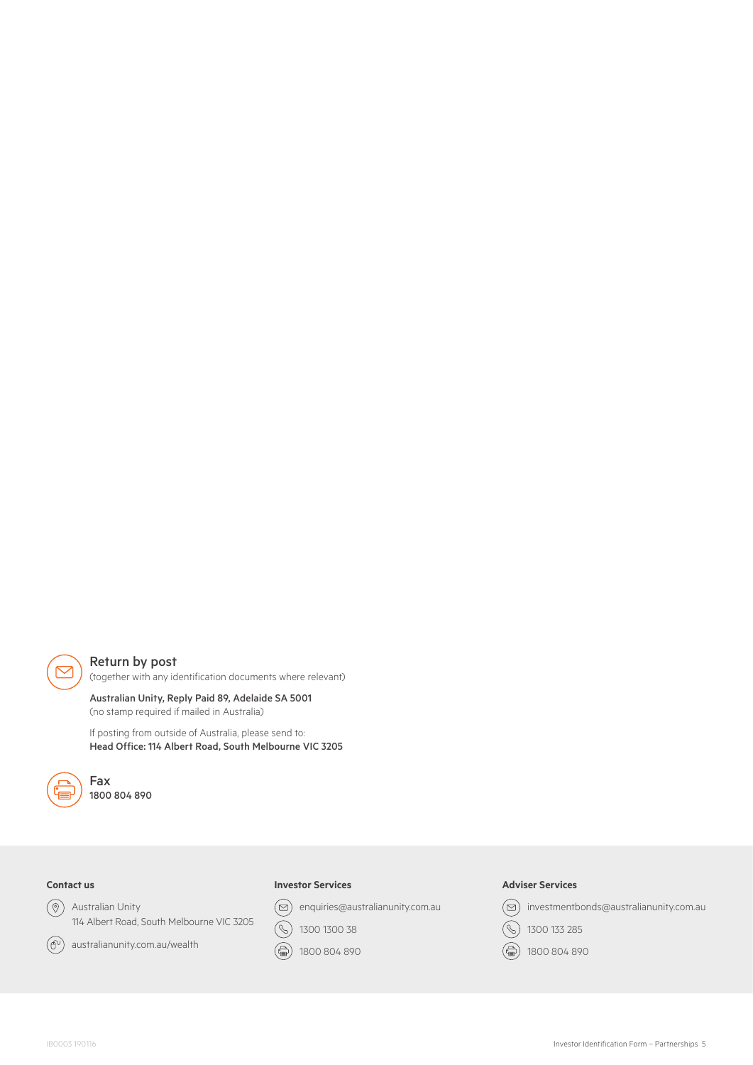## Return by post

(together with any identification documents where relevant)

**Australian Unity, Reply Paid 89, Adelaide SA 5001**
(no stamp required if mailed in Australia)

If posting from outside of Australia, please send to:
**Head Office: 114 Albert Road, South Melbourne VIC 3205**

## Fax

**1800 804 890**

### Contact us

Australian Unity
114 Albert Road, South Melbourne VIC 3205

australianunity.com.au/wealth

### Investor Services

enquiries@australianunity.com.au

1300 1300 38

1800 804 890

### Adviser Services

investmentbonds@australianunity.com.au

1300 133 285

1800 804 890

IB0003 190116